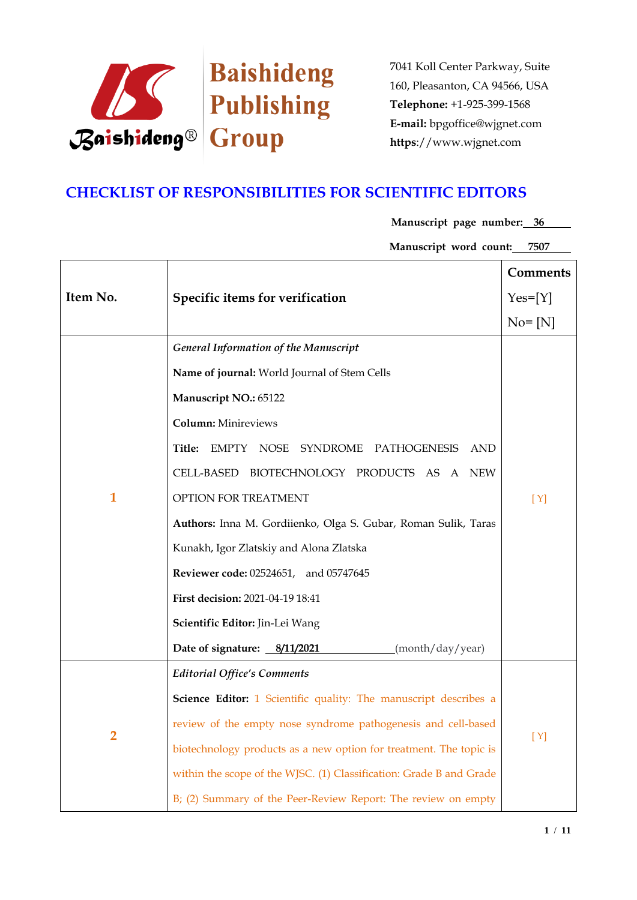Baishideng Publishing Group

7041 Koll Center Parkway, Suite 160, Pleasanton, CA 94566, USA
**Telephone:** +1-925-399-1568
**E-mail:** bpgoffice@wjgnet.com
**https**://www.wjgnet.com

# CHECKLIST OF RESPONSIBILITIES FOR SCIENTIFIC EDITORS

**Manuscript page number:** 36

**Manuscript word count:** 7507

| Item No. | Specific items for verification | Comments Yes=[Y] No= [N] |
|---|---|---|
| 1 | *General Information of the Manuscript*<br>**Name of journal:** World Journal of Stem Cells<br>**Manuscript NO.:** 65122<br>**Column:** Minireviews<br>**Title:** EMPTY NOSE SYNDROME PATHOGENESIS AND CELL-BASED BIOTECHNOLOGY PRODUCTS AS A NEW OPTION FOR TREATMENT<br>**Authors:** Inna M. Gordiienko, Olga S. Gubar, Roman Sulik, Taras Kunakh, Igor Zlatskiy and Alona Zlatska<br>**Reviewer code:** 02524651, and 05747645<br>**First decision:** 2021-04-19 18:41<br>**Scientific Editor:** Jin-Lei Wang<br>**Date of signature:** 8/11/2021 (month/day/year) | [Y] |
| 2 | *Editorial Office's Comments*<br>**Science Editor:** 1 Scientific quality: The manuscript describes a review of the empty nose syndrome pathogenesis and cell-based biotechnology products as a new option for treatment. The topic is within the scope of the WJSC. (1) Classification: Grade B and Grade B; (2) Summary of the Peer-Review Report: The review on empty | [Y] |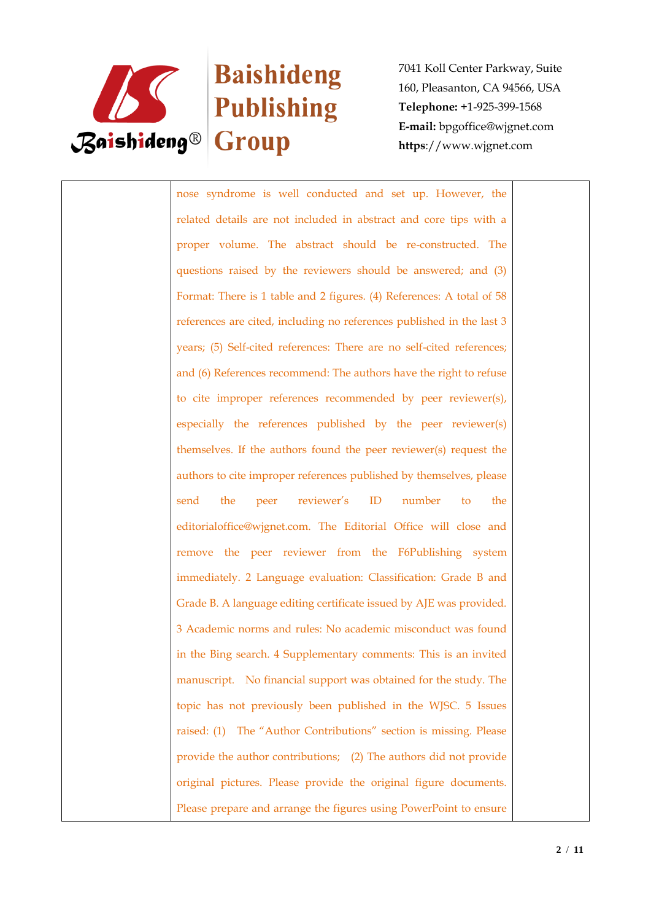| | nose syndrome is well conducted and set up. However, the related details are not included in abstract and core tips with a proper volume. The abstract should be re-constructed. The questions raised by the reviewers should be answered; and (3) Format: There is 1 table and 2 figures. (4) References: A total of 58 references are cited, including no references published in the last 3 years; (5) Self-cited references: There are no self-cited references; and (6) References recommend: The authors have the right to refuse to cite improper references recommended by peer reviewer(s), especially the references published by the peer reviewer(s) themselves. If the authors found the peer reviewer(s) request the authors to cite improper references published by themselves, please send the peer reviewer's ID number to the editorialoffice@wjgnet.com. The Editorial Office will close and remove the peer reviewer from the F6Publishing system immediately. 2 Language evaluation: Classification: Grade B and Grade B. A language editing certificate issued by AJE was provided. 3 Academic norms and rules: No academic misconduct was found in the Bing search. 4 Supplementary comments: This is an invited manuscript. No financial support was obtained for the study. The topic has not previously been published in the WJSC. 5 Issues raised: (1) The "Author Contributions" section is missing. Please provide the author contributions; (2) The authors did not provide original pictures. Please provide the original figure documents. Please prepare and arrange the figures using PowerPoint to ensure | |
|---|---|---|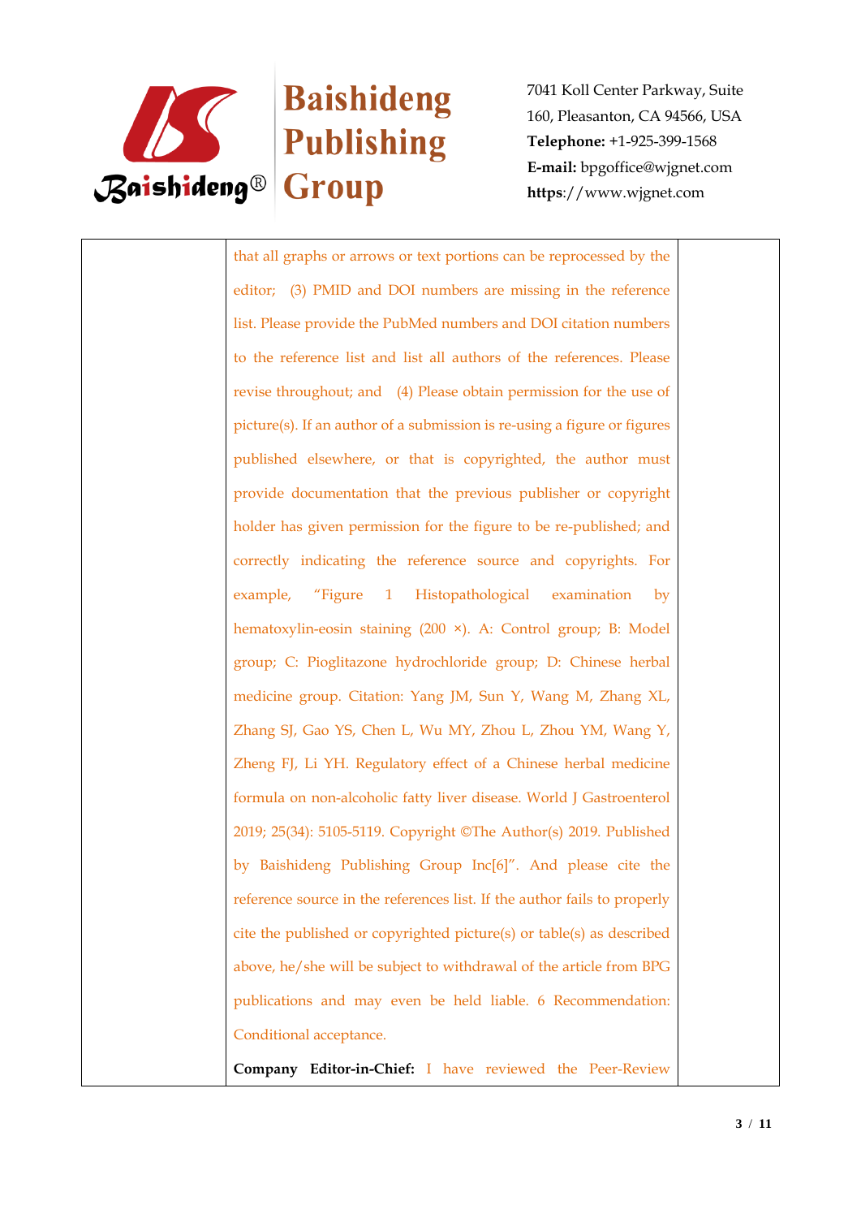that all graphs or arrows or text portions can be reprocessed by the editor; (3) PMID and DOI numbers are missing in the reference list. Please provide the PubMed numbers and DOI citation numbers to the reference list and list all authors of the references. Please revise throughout; and (4) Please obtain permission for the use of picture(s). If an author of a submission is re-using a figure or figures published elsewhere, or that is copyrighted, the author must provide documentation that the previous publisher or copyright holder has given permission for the figure to be re-published; and correctly indicating the reference source and copyrights. For example, "Figure 1 Histopathological examination by hematoxylin-eosin staining (200 ×). A: Control group; B: Model group; C: Pioglitazone hydrochloride group; D: Chinese herbal medicine group. Citation: Yang JM, Sun Y, Wang M, Zhang XL, Zhang SJ, Gao YS, Chen L, Wu MY, Zhou L, Zhou YM, Wang Y, Zheng FJ, Li YH. Regulatory effect of a Chinese herbal medicine formula on non-alcoholic fatty liver disease. World J Gastroenterol 2019; 25(34): 5105-5119. Copyright ©The Author(s) 2019. Published by Baishideng Publishing Group Inc[6]". And please cite the reference source in the references list. If the author fails to properly cite the published or copyrighted picture(s) or table(s) as described above, he/she will be subject to withdrawal of the article from BPG publications and may even be held liable. 6 Recommendation: Conditional acceptance.

**Company Editor-in-Chief:** I have reviewed the Peer-Review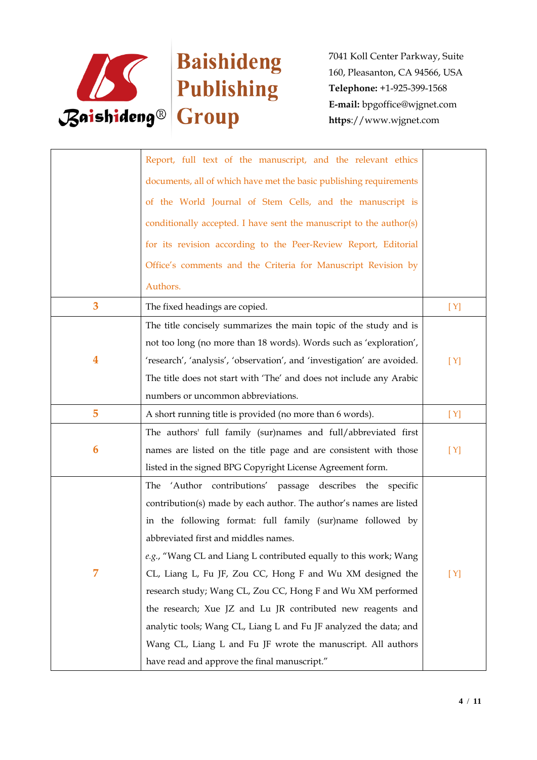| | | |
|---|---|---|
| | Report, full text of the manuscript, and the relevant ethics documents, all of which have met the basic publishing requirements of the World Journal of Stem Cells, and the manuscript is conditionally accepted. I have sent the manuscript to the author(s) for its revision according to the Peer-Review Report, Editorial Office's comments and the Criteria for Manuscript Revision by Authors. | |
| 3 | The fixed headings are copied. | [ Y] |
| 4 | The title concisely summarizes the main topic of the study and is not too long (no more than 18 words). Words such as 'exploration', 'research', 'analysis', 'observation', and 'investigation' are avoided. The title does not start with 'The' and does not include any Arabic numbers or uncommon abbreviations. | [ Y] |
| 5 | A short running title is provided (no more than 6 words). | [ Y] |
| 6 | The authors' full family (sur)names and full/abbreviated first names are listed on the title page and are consistent with those listed in the signed BPG Copyright License Agreement form. | [ Y] |
| 7 | The 'Author contributions' passage describes the specific contribution(s) made by each author. The author's names are listed in the following format: full family (sur)name followed by abbreviated first and middles names. *e.g.*, "Wang CL and Liang L contributed equally to this work; Wang CL, Liang L, Fu JF, Zou CC, Hong F and Wu XM designed the research study; Wang CL, Zou CC, Hong F and Wu XM performed the research; Xue JZ and Lu JR contributed new reagents and analytic tools; Wang CL, Liang L and Fu JF analyzed the data; and Wang CL, Liang L and Fu JF wrote the manuscript. All authors have read and approve the final manuscript." | [ Y] |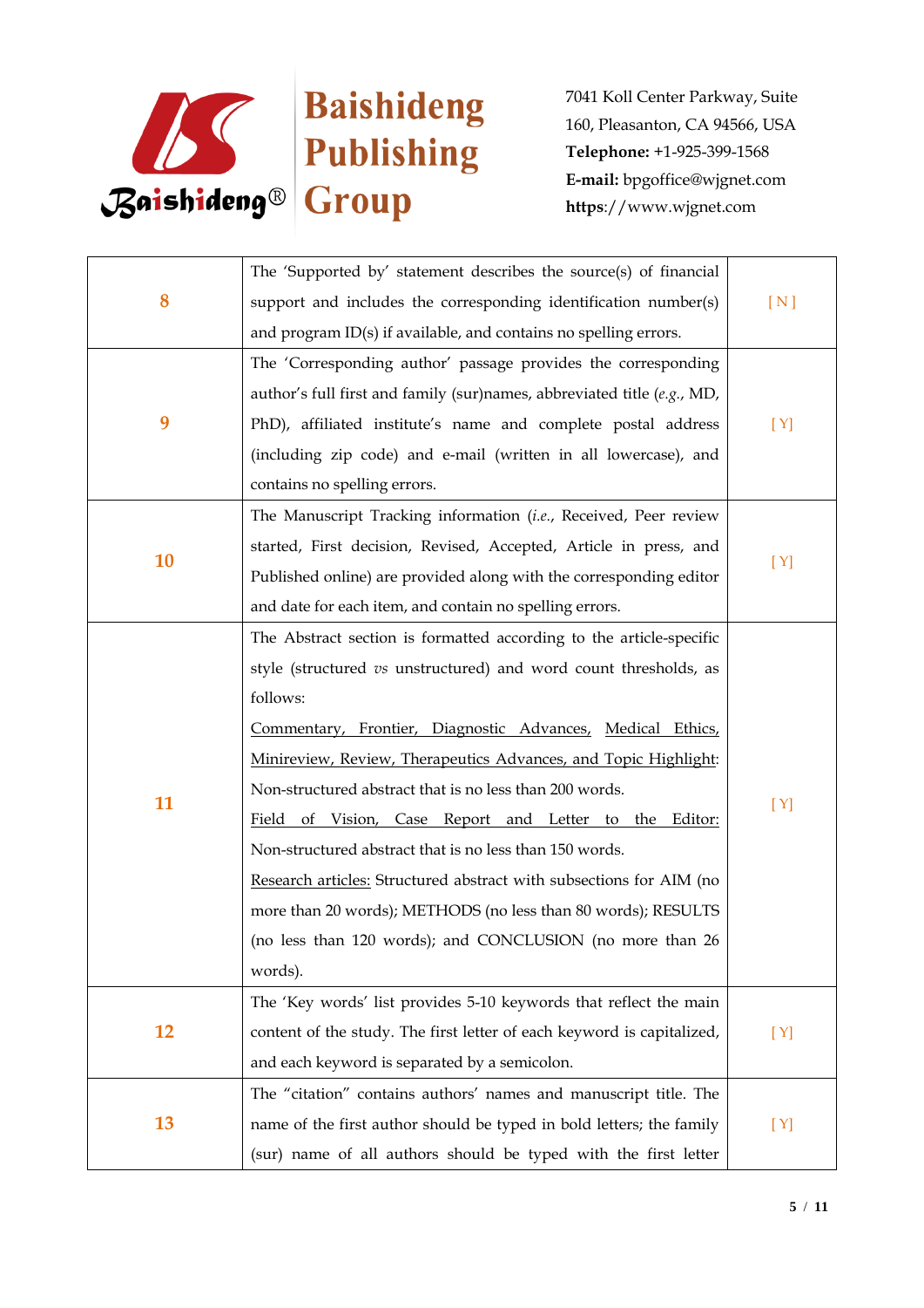| | | |
|---|---|---|
| 8 | The 'Supported by' statement describes the source(s) of financial support and includes the corresponding identification number(s) and program ID(s) if available, and contains no spelling errors. | [ N ] |
| 9 | The 'Corresponding author' passage provides the corresponding author's full first and family (sur)names, abbreviated title (*e.g.*, MD, PhD), affiliated institute's name and complete postal address (including zip code) and e-mail (written in all lowercase), and contains no spelling errors. | [ Y] |
| 10 | The Manuscript Tracking information (*i.e.*, Received, Peer review started, First decision, Revised, Accepted, Article in press, and Published online) are provided along with the corresponding editor and date for each item, and contain no spelling errors. | [ Y] |
| 11 | The Abstract section is formatted according to the article-specific style (structured *vs* unstructured) and word count thresholds, as follows:<br>Commentary, Frontier, Diagnostic Advances, Medical Ethics, Minireview, Review, Therapeutics Advances, and Topic Highlight: Non-structured abstract that is no less than 200 words.<br>Field of Vision, Case Report and Letter to the Editor: Non-structured abstract that is no less than 150 words.<br>Research articles: Structured abstract with subsections for AIM (no more than 20 words); METHODS (no less than 80 words); RESULTS (no less than 120 words); and CONCLUSION (no more than 26 words). | [ Y] |
| 12 | The 'Key words' list provides 5-10 keywords that reflect the main content of the study. The first letter of each keyword is capitalized, and each keyword is separated by a semicolon. | [ Y] |
| 13 | The "citation" contains authors' names and manuscript title. The name of the first author should be typed in bold letters; the family (sur) name of all authors should be typed with the first letter | [ Y] |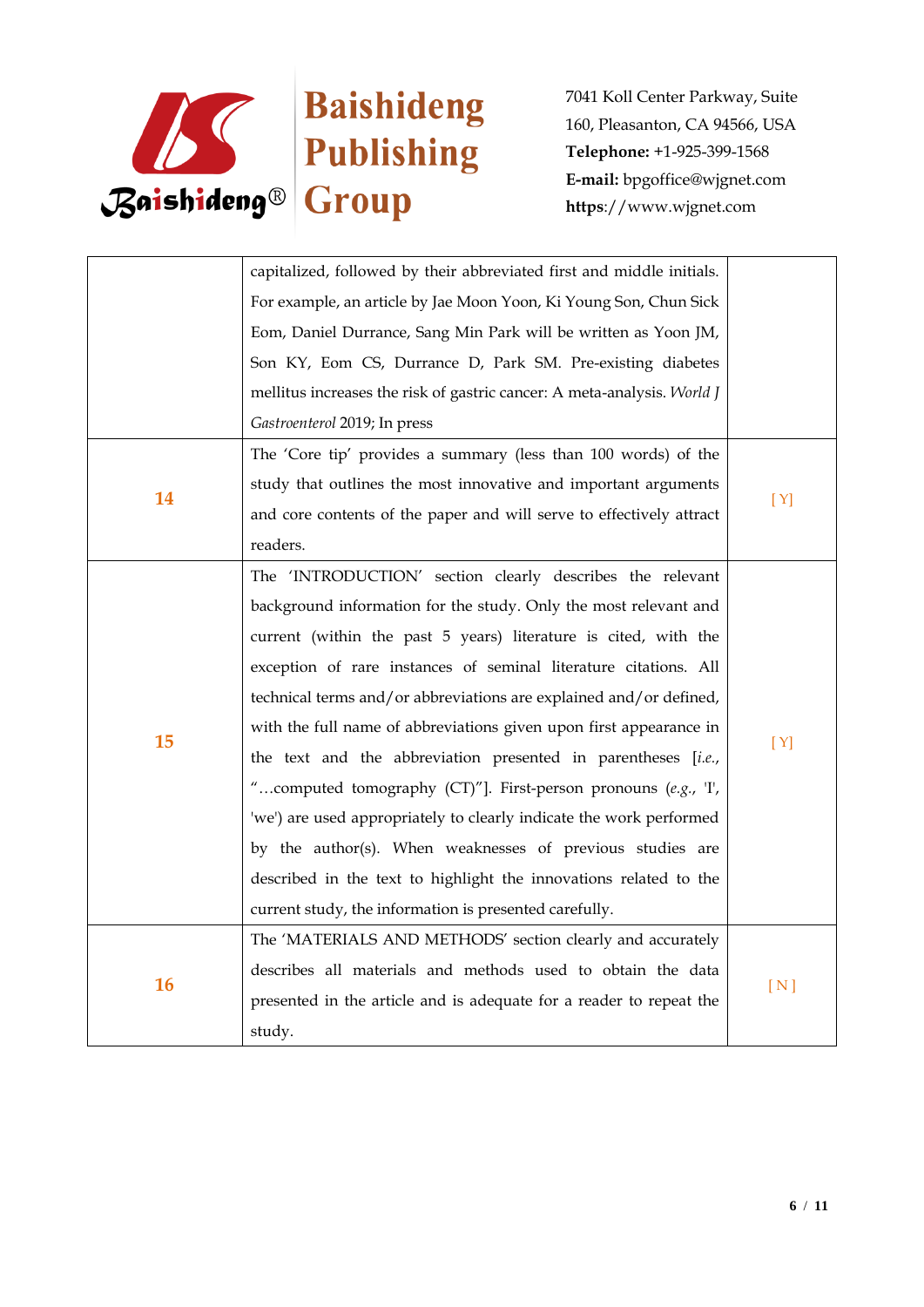| | | |
|---|---|---|
| | capitalized, followed by their abbreviated first and middle initials. For example, an article by Jae Moon Yoon, Ki Young Son, Chun Sick Eom, Daniel Durrance, Sang Min Park will be written as Yoon JM, Son KY, Eom CS, Durrance D, Park SM. Pre-existing diabetes mellitus increases the risk of gastric cancer: A meta-analysis. *World J Gastroenterol* 2019; In press | |
| **14** | The 'Core tip' provides a summary (less than 100 words) of the study that outlines the most innovative and important arguments and core contents of the paper and will serve to effectively attract readers. | [ Y] |
| **15** | The 'INTRODUCTION' section clearly describes the relevant background information for the study. Only the most relevant and current (within the past 5 years) literature is cited, with the exception of rare instances of seminal literature citations. All technical terms and/or abbreviations are explained and/or defined, with the full name of abbreviations given upon first appearance in the text and the abbreviation presented in parentheses [*i.e.*, "…computed tomography (CT)"]. First-person pronouns (*e.g.*, 'I', 'we') are used appropriately to clearly indicate the work performed by the author(s). When weaknesses of previous studies are described in the text to highlight the innovations related to the current study, the information is presented carefully. | [ Y] |
| **16** | The 'MATERIALS AND METHODS' section clearly and accurately describes all materials and methods used to obtain the data presented in the article and is adequate for a reader to repeat the study. | [ N ] |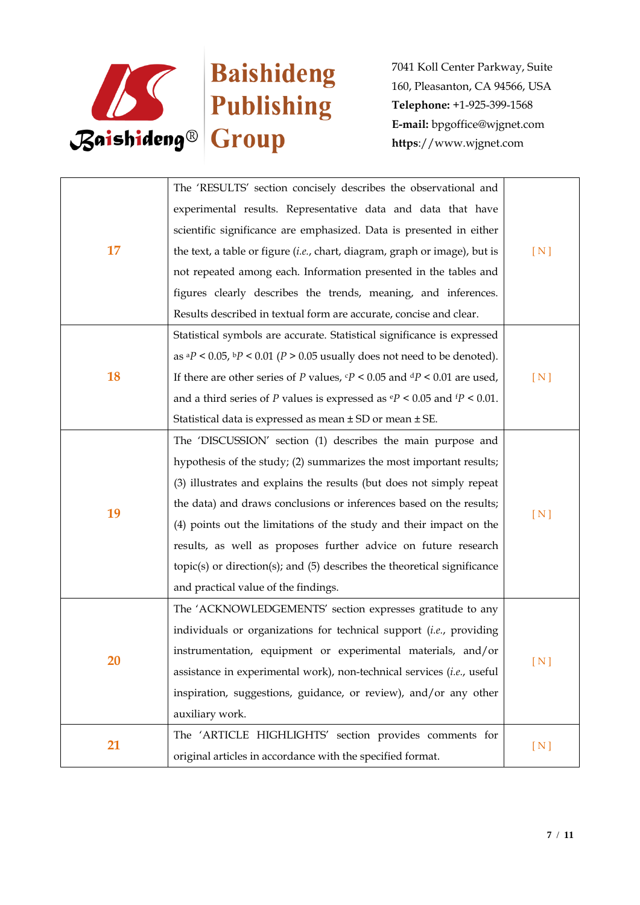| | | |
|---|---|---|
| 17 | The 'RESULTS' section concisely describes the observational and experimental results. Representative data and data that have scientific significance are emphasized. Data is presented in either the text, a table or figure (*i.e.*, chart, diagram, graph or image), but is not repeated among each. Information presented in the tables and figures clearly describes the trends, meaning, and inferences. Results described in textual form are accurate, concise and clear. | [ N ] |
| 18 | Statistical symbols are accurate. Statistical significance is expressed as $^{a}P < 0.05$, $^{b}P < 0.01$ ($P > 0.05$ usually does not need to be denoted). If there are other series of $P$ values, $^{c}P < 0.05$ and $^{d}P < 0.01$ are used, and a third series of $P$ values is expressed as $^{e}P < 0.05$ and $^{f}P < 0.01$. Statistical data is expressed as mean ± SD or mean ± SE. | [ N ] |
| 19 | The 'DISCUSSION' section (1) describes the main purpose and hypothesis of the study; (2) summarizes the most important results; (3) illustrates and explains the results (but does not simply repeat the data) and draws conclusions or inferences based on the results; (4) points out the limitations of the study and their impact on the results, as well as proposes further advice on future research topic(s) or direction(s); and (5) describes the theoretical significance and practical value of the findings. | [ N ] |
| 20 | The 'ACKNOWLEDGEMENTS' section expresses gratitude to any individuals or organizations for technical support (*i.e.*, providing instrumentation, equipment or experimental materials, and/or assistance in experimental work), non-technical services (*i.e.*, useful inspiration, suggestions, guidance, or review), and/or any other auxiliary work. | [ N ] |
| 21 | The 'ARTICLE HIGHLIGHTS' section provides comments for original articles in accordance with the specified format. | [ N ] |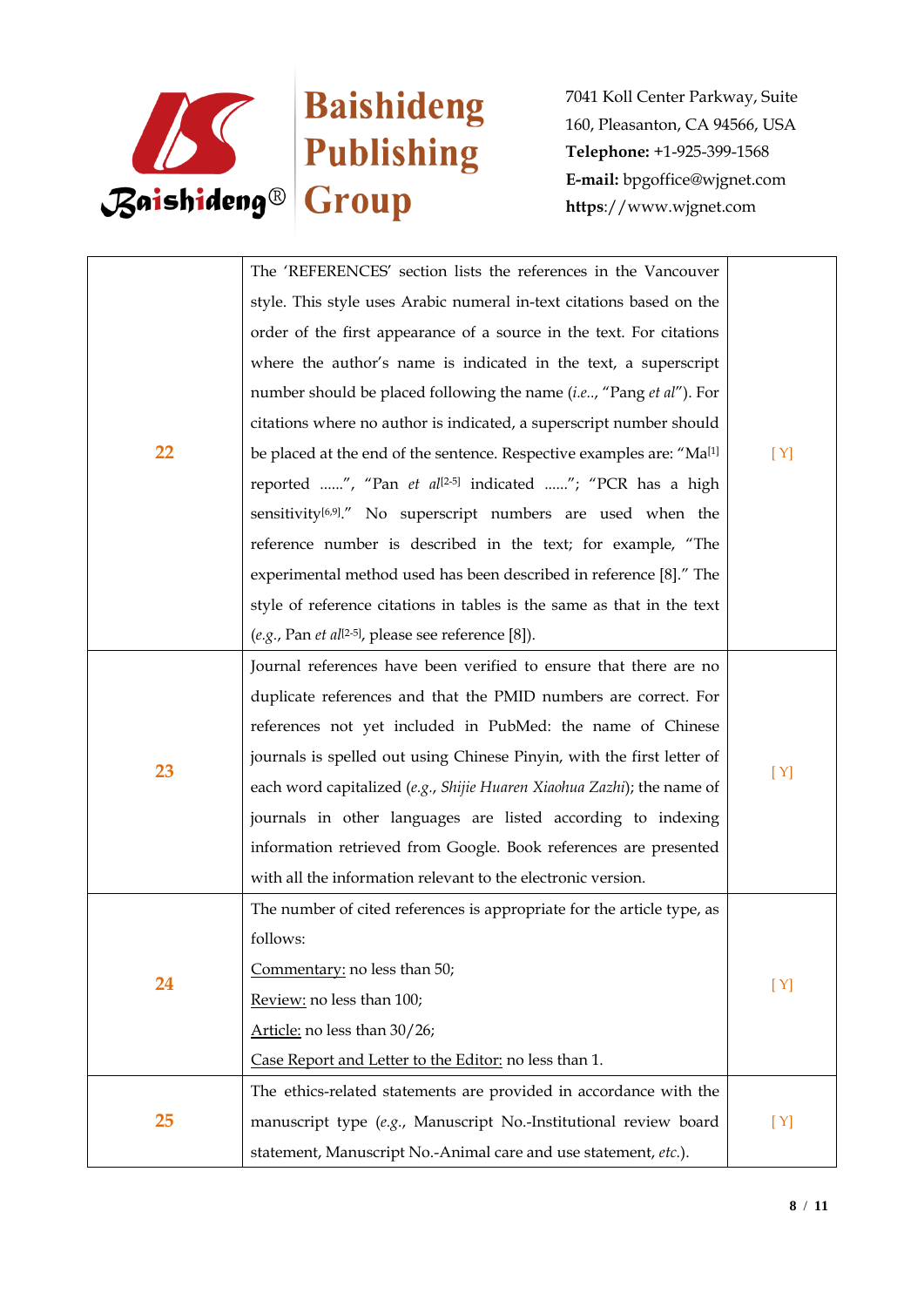| | | |
|---|---|---|
| **22** | The 'REFERENCES' section lists the references in the Vancouver style. This style uses Arabic numeral in-text citations based on the order of the first appearance of a source in the text. For citations where the author's name is indicated in the text, a superscript number should be placed following the name (*i.e.*., "Pang *et al*"). For citations where no author is indicated, a superscript number should be placed at the end of the sentence. Respective examples are: "Ma[1] reported ......", "Pan *et al*[2-5] indicated ......"; "PCR has a high sensitivity[6,9]." No superscript numbers are used when the reference number is described in the text; for example, "The experimental method used has been described in reference [8]." The style of reference citations in tables is the same as that in the text (*e.g.*, Pan *et al*[2-5], please see reference [8]). | [ Y] |
| **23** | Journal references have been verified to ensure that there are no duplicate references and that the PMID numbers are correct. For references not yet included in PubMed: the name of Chinese journals is spelled out using Chinese Pinyin, with the first letter of each word capitalized (*e.g.*, *Shijie Huaren Xiaohua Zazhi*); the name of journals in other languages are listed according to indexing information retrieved from Google. Book references are presented with all the information relevant to the electronic version. | [ Y] |
| **24** | The number of cited references is appropriate for the article type, as follows:<br>Commentary: no less than 50;<br>Review: no less than 100;<br>Article: no less than 30/26;<br>Case Report and Letter to the Editor: no less than 1. | [ Y] |
| **25** | The ethics-related statements are provided in accordance with the manuscript type (*e.g.*, Manuscript No.-Institutional review board statement, Manuscript No.-Animal care and use statement, *etc.*). | [ Y] |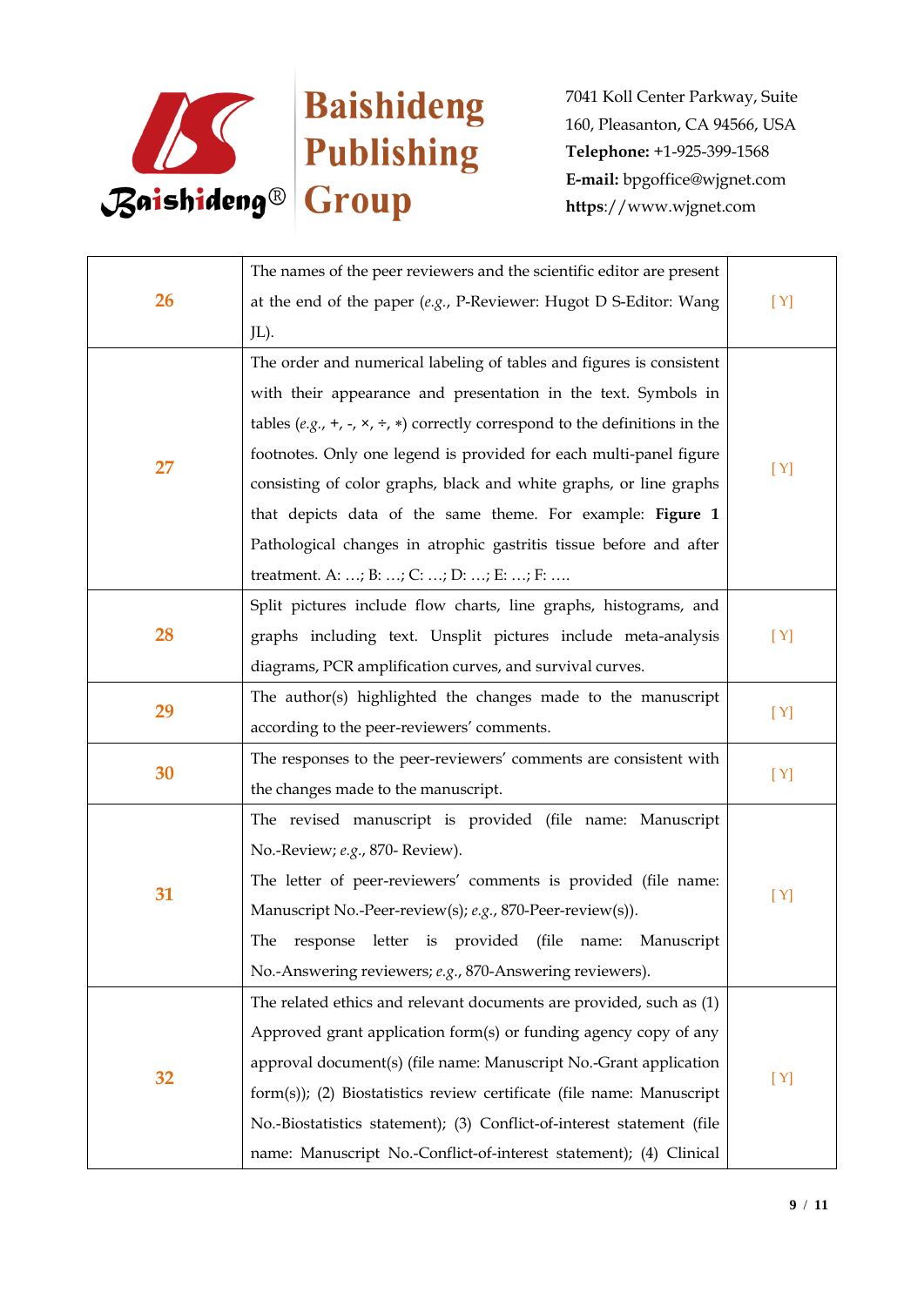| | | |
|---|---|---|
| **26** | The names of the peer reviewers and the scientific editor are present at the end of the paper (*e.g.*, P-Reviewer: Hugot D S-Editor: Wang JL). | [Y] |
| **27** | The order and numerical labeling of tables and figures is consistent with their appearance and presentation in the text. Symbols in tables (*e.g.*, +, -, ×, ÷, ∗) correctly correspond to the definitions in the footnotes. Only one legend is provided for each multi-panel figure consisting of color graphs, black and white graphs, or line graphs that depicts data of the same theme. For example: **Figure 1** Pathological changes in atrophic gastritis tissue before and after treatment. A: …; B: …; C: …; D: …; E: …; F: …. | [Y] |
| **28** | Split pictures include flow charts, line graphs, histograms, and graphs including text. Unsplit pictures include meta-analysis diagrams, PCR amplification curves, and survival curves. | [Y] |
| **29** | The author(s) highlighted the changes made to the manuscript according to the peer-reviewers' comments. | [Y] |
| **30** | The responses to the peer-reviewers' comments are consistent with the changes made to the manuscript. | [Y] |
| **31** | The revised manuscript is provided (file name: Manuscript No.-Review; *e.g.*, 870- Review).<br>The letter of peer-reviewers' comments is provided (file name: Manuscript No.-Peer-review(s); *e.g.*, 870-Peer-review(s)).<br>The response letter is provided (file name: Manuscript No.-Answering reviewers; *e.g.*, 870-Answering reviewers). | [Y] |
| **32** | The related ethics and relevant documents are provided, such as (1) Approved grant application form(s) or funding agency copy of any approval document(s) (file name: Manuscript No.-Grant application form(s)); (2) Biostatistics review certificate (file name: Manuscript No.-Biostatistics statement); (3) Conflict-of-interest statement (file name: Manuscript No.-Conflict-of-interest statement); (4) Clinical | [Y] |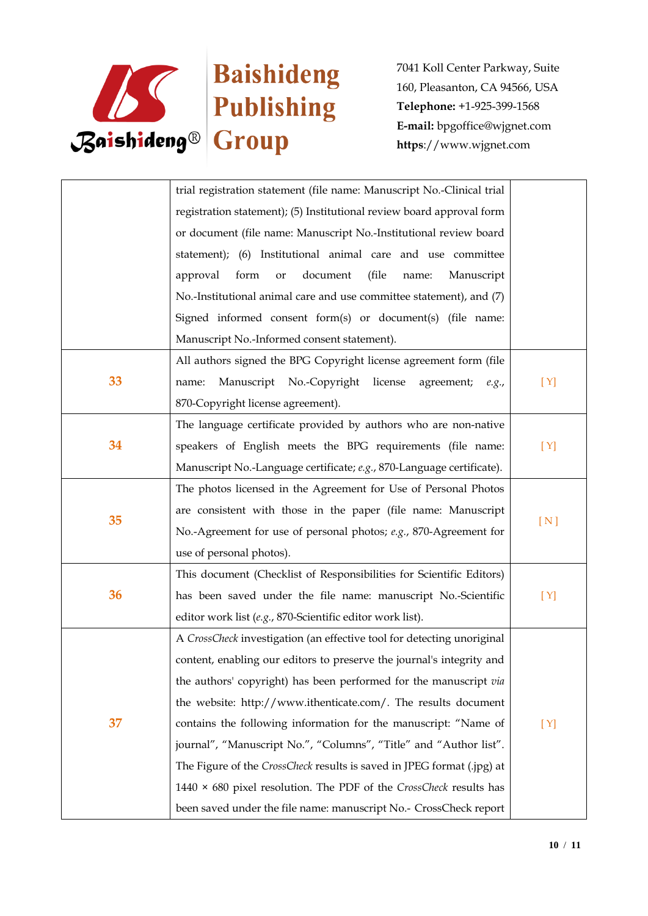| | | |
|---|---|---|
| | trial registration statement (file name: Manuscript No.-Clinical trial registration statement); (5) Institutional review board approval form or document (file name: Manuscript No.-Institutional review board statement); (6) Institutional animal care and use committee approval form or document (file name: Manuscript No.-Institutional animal care and use committee statement), and (7) Signed informed consent form(s) or document(s) (file name: Manuscript No.-Informed consent statement). | |
| 33 | All authors signed the BPG Copyright license agreement form (file name: Manuscript No.-Copyright license agreement; *e.g.*, 870-Copyright license agreement). | [ Y] |
| 34 | The language certificate provided by authors who are non-native speakers of English meets the BPG requirements (file name: Manuscript No.-Language certificate; *e.g.*, 870-Language certificate). | [ Y] |
| 35 | The photos licensed in the Agreement for Use of Personal Photos are consistent with those in the paper (file name: Manuscript No.-Agreement for use of personal photos; *e.g.*, 870-Agreement for use of personal photos). | [ N ] |
| 36 | This document (Checklist of Responsibilities for Scientific Editors) has been saved under the file name: manuscript No.-Scientific editor work list (*e.g.*, 870-Scientific editor work list). | [ Y] |
| 37 | A *CrossCheck* investigation (an effective tool for detecting unoriginal content, enabling our editors to preserve the journal's integrity and the authors' copyright) has been performed for the manuscript *via* the website: http://www.ithenticate.com/. The results document contains the following information for the manuscript: "Name of journal", "Manuscript No.", "Columns", "Title" and "Author list". The Figure of the *CrossCheck* results is saved in JPEG format (.jpg) at 1440 × 680 pixel resolution. The PDF of the *CrossCheck* results has been saved under the file name: manuscript No.- CrossCheck report | [ Y] |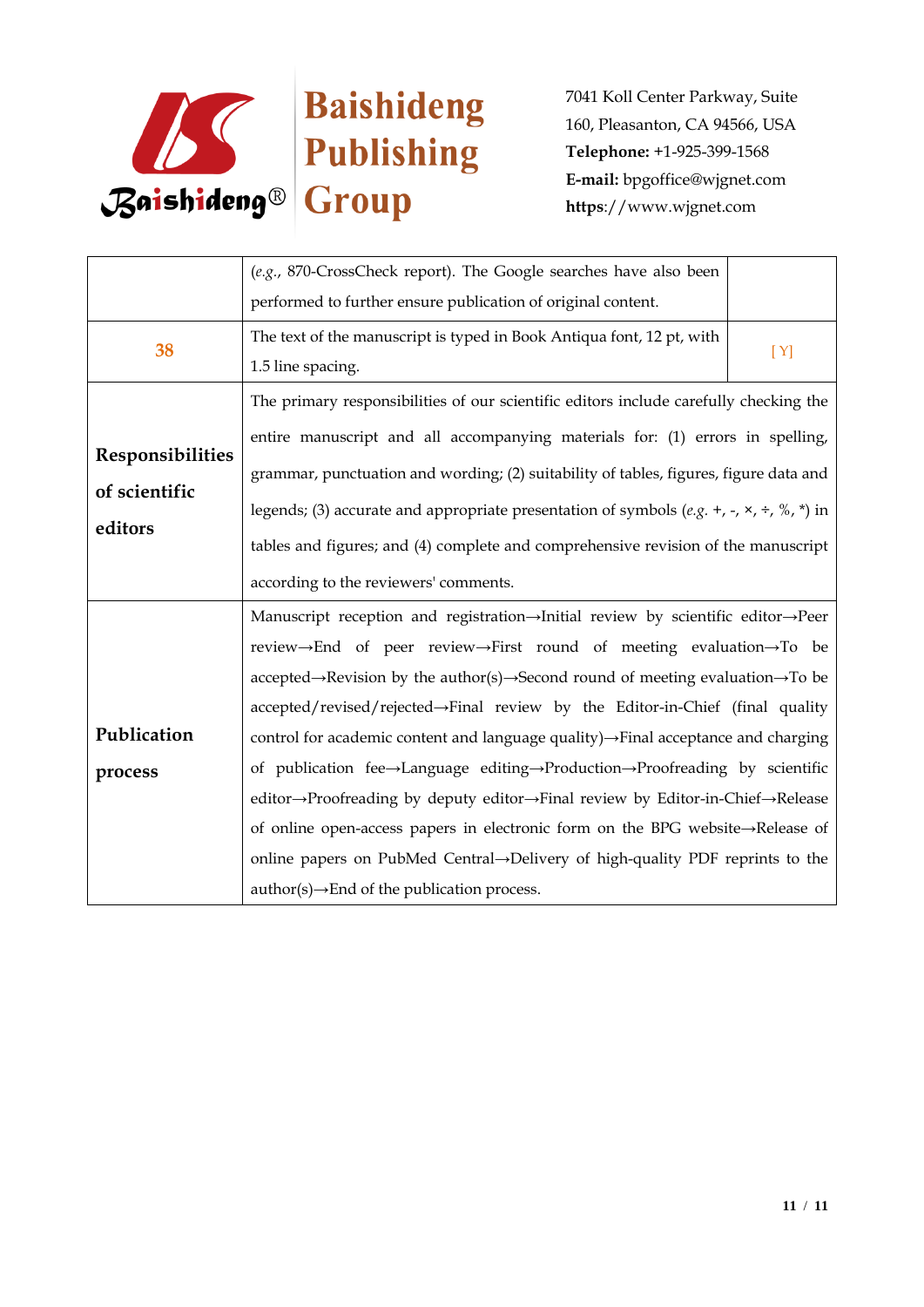| | | |
|---|---|---|
| | (*e.g.*, 870-CrossCheck report). The Google searches have also been performed to further ensure publication of original content. | |
| 38 | The text of the manuscript is typed in Book Antiqua font, 12 pt, with 1.5 line spacing. | [ Y] |
| **Responsibilities of scientific editors** | The primary responsibilities of our scientific editors include carefully checking the entire manuscript and all accompanying materials for: (1) errors in spelling, grammar, punctuation and wording; (2) suitability of tables, figures, figure data and legends; (3) accurate and appropriate presentation of symbols (*e.g.* +, -, ×, ÷, %, *) in tables and figures; and (4) complete and comprehensive revision of the manuscript according to the reviewers' comments. | |
| **Publication process** | Manuscript reception and registration→Initial review by scientific editor→Peer review→End of peer review→First round of meeting evaluation→To be accepted→Revision by the author(s)→Second round of meeting evaluation→To be accepted/revised/rejected→Final review by the Editor-in-Chief (final quality control for academic content and language quality)→Final acceptance and charging of publication fee→Language editing→Production→Proofreading by scientific editor→Proofreading by deputy editor→Final review by Editor-in-Chief→Release of online open-access papers in electronic form on the BPG website→Release of online papers on PubMed Central→Delivery of high-quality PDF reprints to the author(s)→End of the publication process. | |